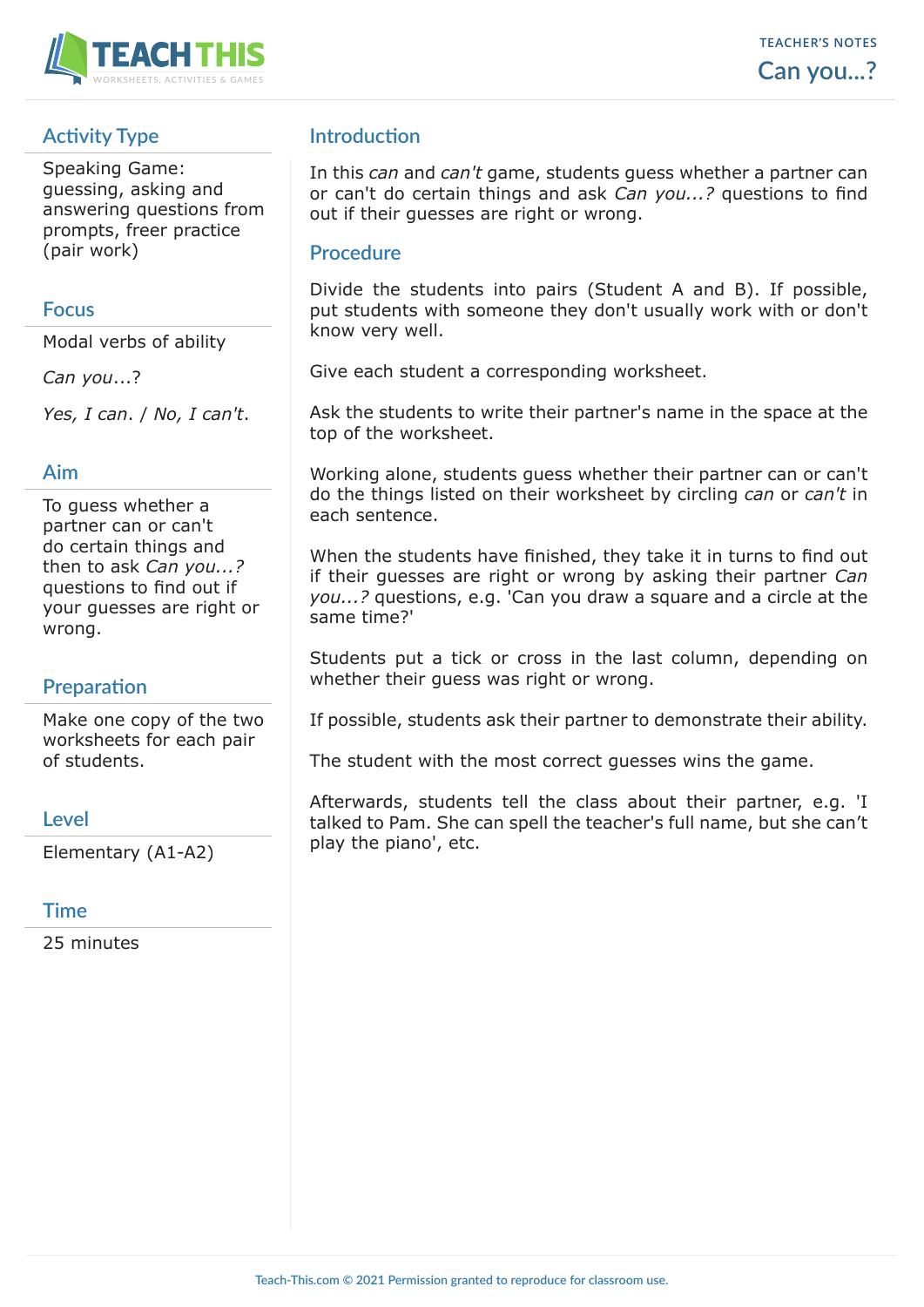TEACHER'S NOTES

# Can you...?

## Activity Type

Speaking Game: guessing, asking and answering questions from prompts, freer practice (pair work)

## Focus

Modal verbs of ability

*Can you*...?

*Yes, I can*. / *No, I can't*.

## Aim

To guess whether a partner can or can't do certain things and then to ask *Can you...?* questions to find out if your guesses are right or wrong.

## Preparation

Make one copy of the two worksheets for each pair of students.

## Level

Elementary (A1-A2)

## Time

25 minutes

## Introduction

In this *can* and *can't* game, students guess whether a partner can or can't do certain things and ask *Can you...?* questions to find out if their guesses are right or wrong.

## Procedure

Divide the students into pairs (Student A and B). If possible, put students with someone they don't usually work with or don't know very well.

Give each student a corresponding worksheet.

Ask the students to write their partner's name in the space at the top of the worksheet.

Working alone, students guess whether their partner can or can't do the things listed on their worksheet by circling *can* or *can't* in each sentence.

When the students have finished, they take it in turns to find out if their guesses are right or wrong by asking their partner *Can you...?* questions, e.g. 'Can you draw a square and a circle at the same time?'

Students put a tick or cross in the last column, depending on whether their guess was right or wrong.

If possible, students ask their partner to demonstrate their ability.

The student with the most correct guesses wins the game.

Afterwards, students tell the class about their partner, e.g. 'I talked to Pam. She can spell the teacher's full name, but she can't play the piano', etc.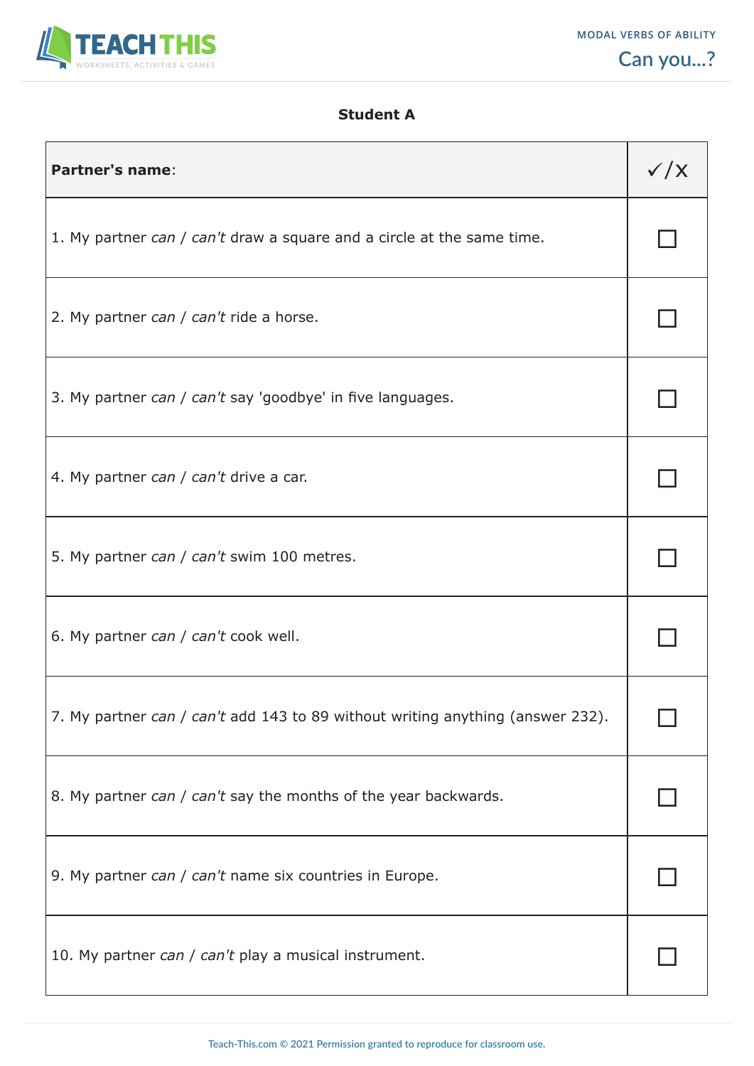**Student A**

| **Partner's name**: | ✓/X |
|---|---|
| 1. My partner *can* / *can't* draw a square and a circle at the same time. | ☐ |
| 2. My partner *can* / *can't* ride a horse. | ☐ |
| 3. My partner *can* / *can't* say 'goodbye' in five languages. | ☐ |
| 4. My partner *can* / *can't* drive a car. | ☐ |
| 5. My partner *can* / *can't* swim 100 metres. | ☐ |
| 6. My partner *can* / *can't* cook well. | ☐ |
| 7. My partner *can* / *can't* add 143 to 89 without writing anything (answer 232). | ☐ |
| 8. My partner *can* / *can't* say the months of the year backwards. | ☐ |
| 9. My partner *can* / *can't* name six countries in Europe. | ☐ |
| 10. My partner *can* / *can't* play a musical instrument. | ☐ |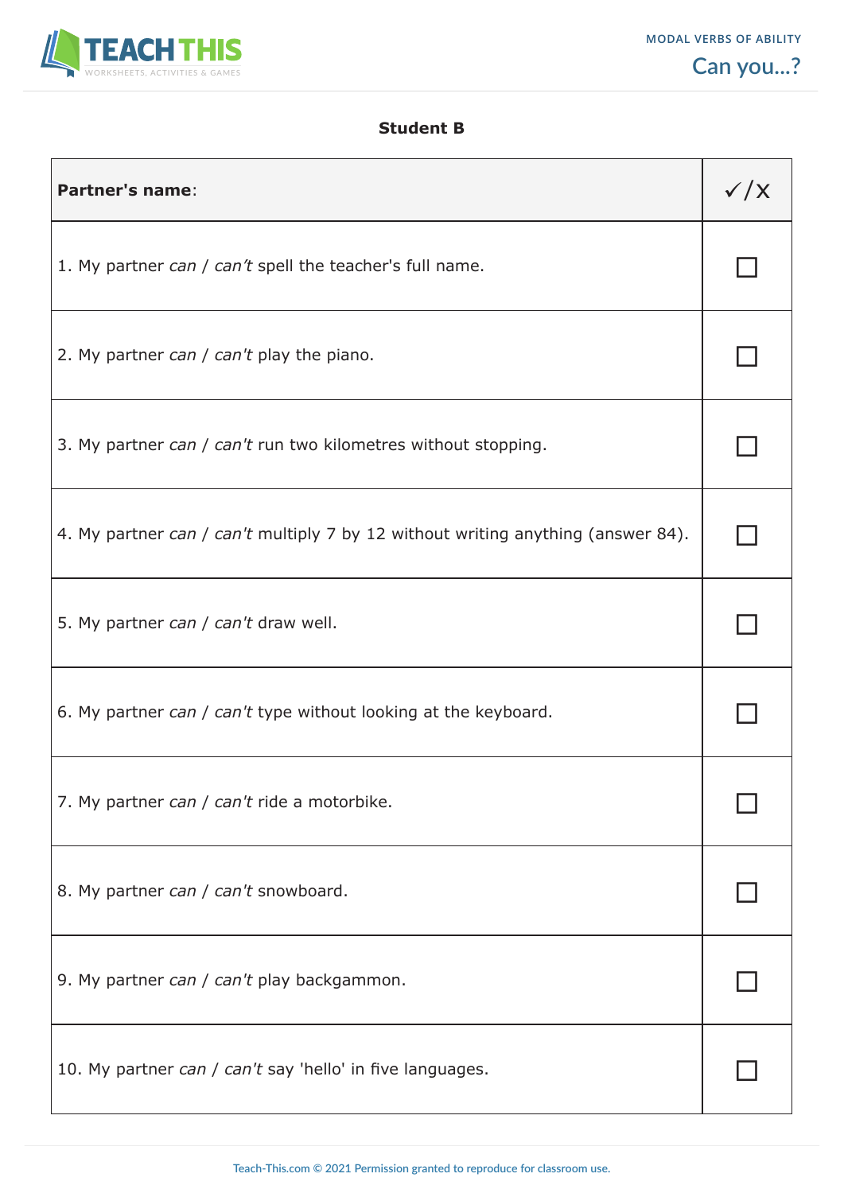### Student B

| **Partner's name**: | ✓/X |
|---|---|
| 1. My partner *can* / *can't* spell the teacher's full name. | ☐ |
| 2. My partner *can* / *can't* play the piano. | ☐ |
| 3. My partner *can* / *can't* run two kilometres without stopping. | ☐ |
| 4. My partner *can* / *can't* multiply 7 by 12 without writing anything (answer 84). | ☐ |
| 5. My partner *can* / *can't* draw well. | ☐ |
| 6. My partner *can* / *can't* type without looking at the keyboard. | ☐ |
| 7. My partner *can* / *can't* ride a motorbike. | ☐ |
| 8. My partner *can* / *can't* snowboard. | ☐ |
| 9. My partner *can* / *can't* play backgammon. | ☐ |
| 10. My partner *can* / *can't* say 'hello' in five languages. | ☐ |